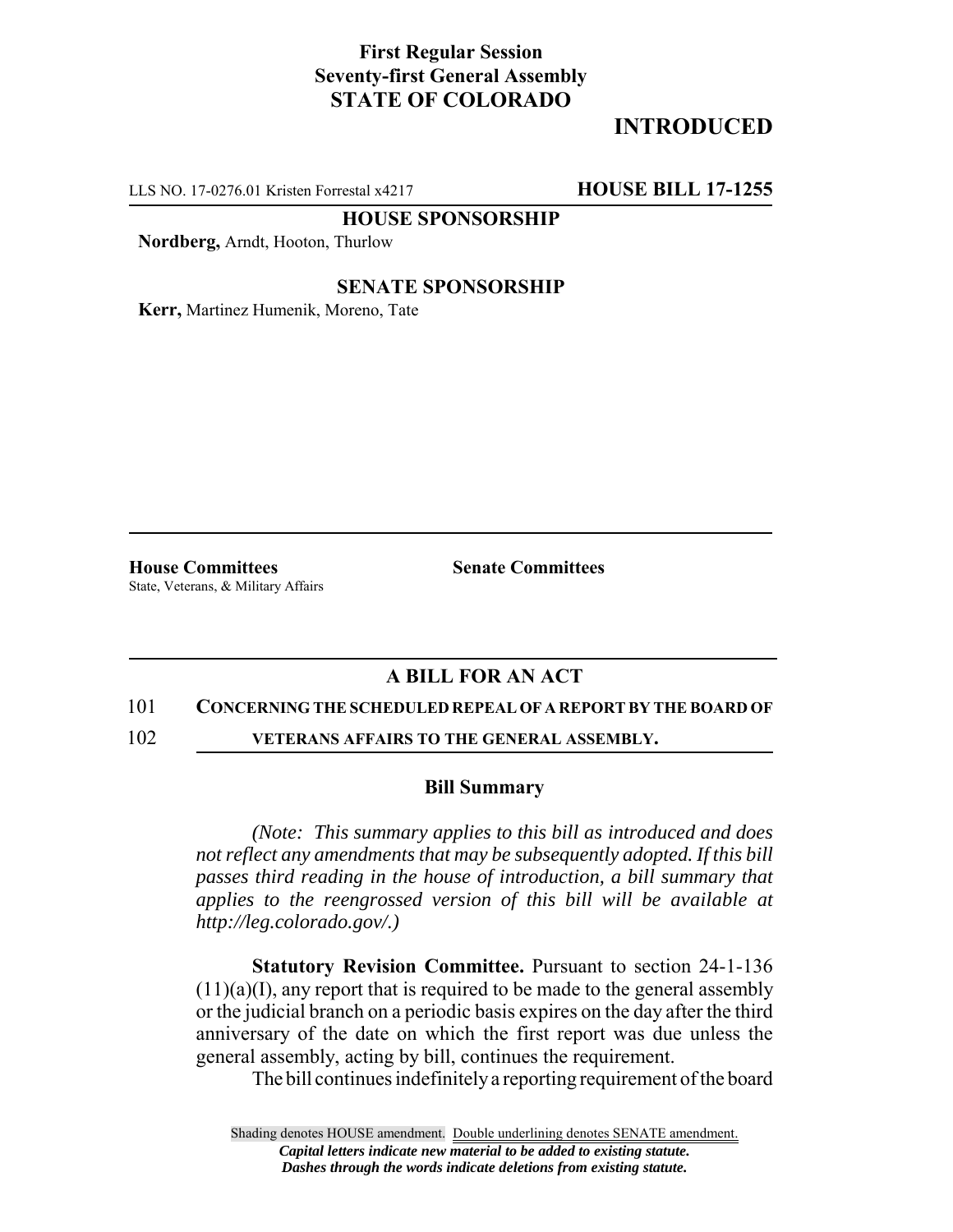**First Regular Session**
**Seventy-first General Assembly**
**STATE OF COLORADO**

# INTRODUCED

LLS NO. 17-0276.01 Kristen Forrestal x4217 **HOUSE BILL 17-1255**

**HOUSE SPONSORSHIP**

**Nordberg,** Arndt, Hooton, Thurlow

**SENATE SPONSORSHIP**

**Kerr,** Martinez Humenik, Moreno, Tate

**House Committees**
State, Veterans, & Military Affairs

**Senate Committees**

## A BILL FOR AN ACT

101 **CONCERNING THE SCHEDULED REPEAL OF A REPORT BY THE BOARD OF**
102 **VETERANS AFFAIRS TO THE GENERAL ASSEMBLY.**

### Bill Summary

*(Note: This summary applies to this bill as introduced and does not reflect any amendments that may be subsequently adopted. If this bill passes third reading in the house of introduction, a bill summary that applies to the reengrossed version of this bill will be available at http://leg.colorado.gov/.)*

**Statutory Revision Committee.** Pursuant to section 24-1-136 (11)(a)(I), any report that is required to be made to the general assembly or the judicial branch on a periodic basis expires on the day after the third anniversary of the date on which the first report was due unless the general assembly, acting by bill, continues the requirement.

The bill continues indefinitely a reporting requirement of the board

Shading denotes HOUSE amendment. Double underlining denotes SENATE amendment.
*Capital letters indicate new material to be added to existing statute.*
*Dashes through the words indicate deletions from existing statute.*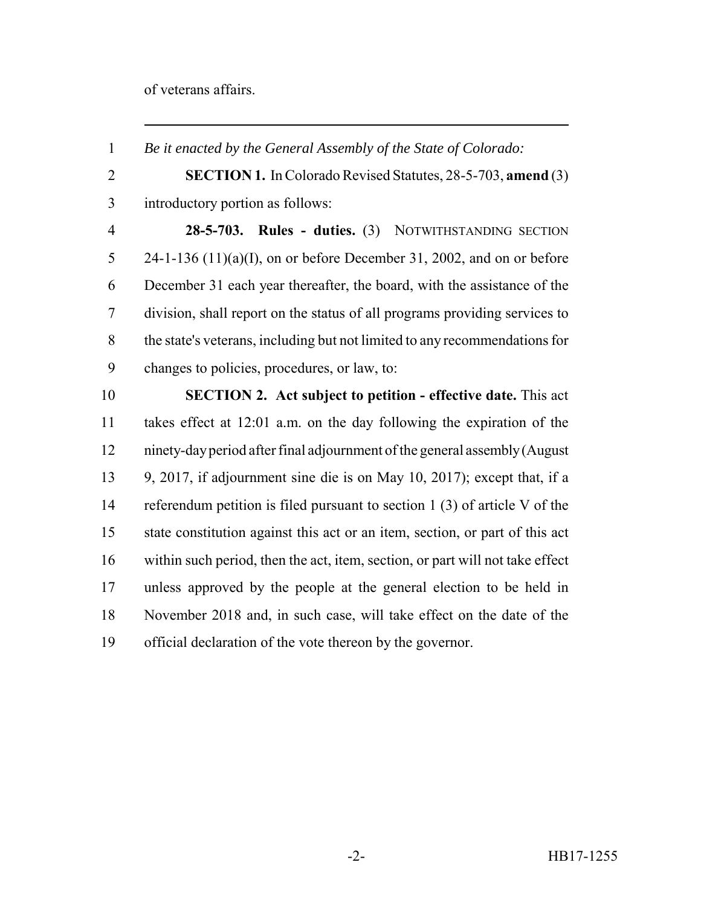of veterans affairs.

---

*Be it enacted by the General Assembly of the State of Colorado:*

**SECTION 1.** In Colorado Revised Statutes, 28-5-703, **amend** (3) introductory portion as follows:

**28-5-703. Rules - duties.** (3) NOTWITHSTANDING SECTION 24-1-136 (11)(a)(I), on or before December 31, 2002, and on or before December 31 each year thereafter, the board, with the assistance of the division, shall report on the status of all programs providing services to the state's veterans, including but not limited to any recommendations for changes to policies, procedures, or law, to:

**SECTION 2. Act subject to petition - effective date.** This act takes effect at 12:01 a.m. on the day following the expiration of the ninety-day period after final adjournment of the general assembly (August 9, 2017, if adjournment sine die is on May 10, 2017); except that, if a referendum petition is filed pursuant to section 1 (3) of article V of the state constitution against this act or an item, section, or part of this act within such period, then the act, item, section, or part will not take effect unless approved by the people at the general election to be held in November 2018 and, in such case, will take effect on the date of the official declaration of the vote thereon by the governor.